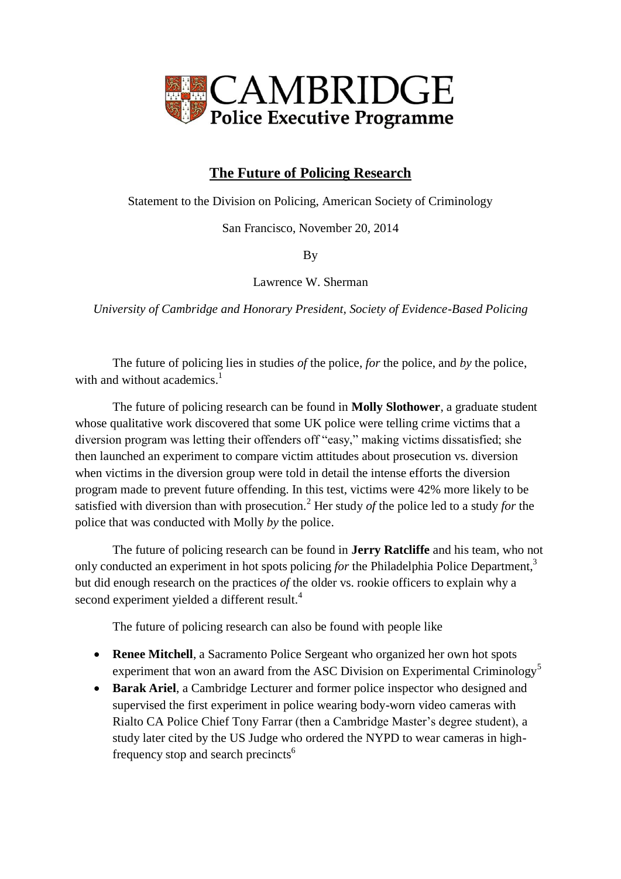CAMBRIDGE
**Police Executive Programme**

# The Future of Policing Research

Statement to the Division on Policing, American Society of Criminology

San Francisco, November 20, 2014

By

Lawrence W. Sherman

*University of Cambridge and Honorary President, Society of Evidence-Based Policing*

The future of policing lies in studies *of* the police, *for* the police, and *by* the police, with and without academics.[1]

The future of policing research can be found in **Molly Slothower**, a graduate student whose qualitative work discovered that some UK police were telling crime victims that a diversion program was letting their offenders off "easy," making victims dissatisfied; she then launched an experiment to compare victim attitudes about prosecution vs. diversion when victims in the diversion group were told in detail the intense efforts the diversion program made to prevent future offending. In this test, victims were 42% more likely to be satisfied with diversion than with prosecution.[2] Her study *of* the police led to a study *for* the police that was conducted with Molly *by* the police.

The future of policing research can be found in **Jerry Ratcliffe** and his team, who not only conducted an experiment in hot spots policing *for* the Philadelphia Police Department,[3] but did enough research on the practices *of* the older vs. rookie officers to explain why a second experiment yielded a different result.[4]

The future of policing research can also be found with people like

- **Renee Mitchell**, a Sacramento Police Sergeant who organized her own hot spots experiment that won an award from the ASC Division on Experimental Criminology[5]
- **Barak Ariel**, a Cambridge Lecturer and former police inspector who designed and supervised the first experiment in police wearing body-worn video cameras with Rialto CA Police Chief Tony Farrar (then a Cambridge Master's degree student), a study later cited by the US Judge who ordered the NYPD to wear cameras in high-frequency stop and search precincts[6]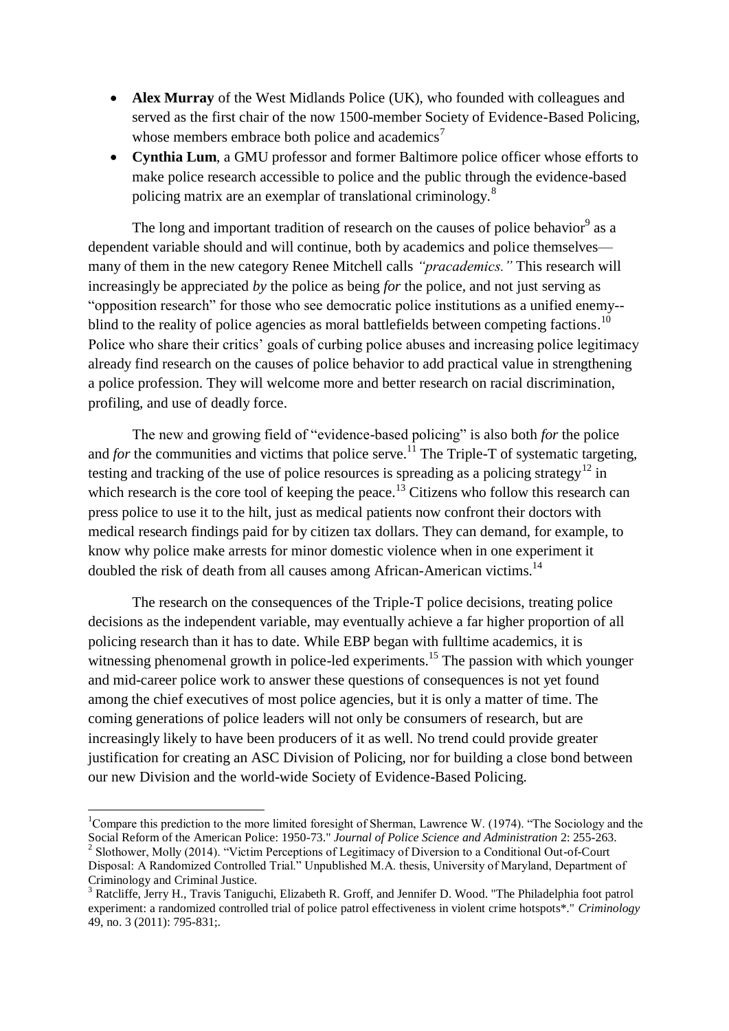- **Alex Murray** of the West Midlands Police (UK), who founded with colleagues and served as the first chair of the now 1500-member Society of Evidence-Based Policing, whose members embrace both police and academics[7]
- **Cynthia Lum**, a GMU professor and former Baltimore police officer whose efforts to make police research accessible to police and the public through the evidence-based policing matrix are an exemplar of translational criminology.[8]

The long and important tradition of research on the causes of police behavior[9] as a dependent variable should and will continue, both by academics and police themselves—many of them in the new category Renee Mitchell calls *"pracademics."* This research will increasingly be appreciated *by* the police as being *for* the police, and not just serving as "opposition research" for those who see democratic police institutions as a unified enemy--blind to the reality of police agencies as moral battlefields between competing factions.[10] Police who share their critics' goals of curbing police abuses and increasing police legitimacy already find research on the causes of police behavior to add practical value in strengthening a police profession. They will welcome more and better research on racial discrimination, profiling, and use of deadly force.

The new and growing field of "evidence-based policing" is also both *for* the police and *for* the communities and victims that police serve.[11] The Triple-T of systematic targeting, testing and tracking of the use of police resources is spreading as a policing strategy[12] in which research is the core tool of keeping the peace.[13] Citizens who follow this research can press police to use it to the hilt, just as medical patients now confront their doctors with medical research findings paid for by citizen tax dollars. They can demand, for example, to know why police make arrests for minor domestic violence when in one experiment it doubled the risk of death from all causes among African-American victims.[14]

The research on the consequences of the Triple-T police decisions, treating police decisions as the independent variable, may eventually achieve a far higher proportion of all policing research than it has to date. While EBP began with fulltime academics, it is witnessing phenomenal growth in police-led experiments.[15] The passion with which younger and mid-career police work to answer these questions of consequences is not yet found among the chief executives of most police agencies, but it is only a matter of time. The coming generations of police leaders will not only be consumers of research, but are increasingly likely to have been producers of it as well. No trend could provide greater justification for creating an ASC Division of Policing, nor for building a close bond between our new Division and the world-wide Society of Evidence-Based Policing.

---

[1] Compare this prediction to the more limited foresight of Sherman, Lawrence W. (1974). "The Sociology and the Social Reform of the American Police: 1950-73." *Journal of Police Science and Administration* 2: 255-263.

[2] Slothower, Molly (2014). "Victim Perceptions of Legitimacy of Diversion to a Conditional Out-of-Court Disposal: A Randomized Controlled Trial." Unpublished M.A. thesis, University of Maryland, Department of Criminology and Criminal Justice.

[3] Ratcliffe, Jerry H., Travis Taniguchi, Elizabeth R. Groff, and Jennifer D. Wood. "The Philadelphia foot patrol experiment: a randomized controlled trial of police patrol effectiveness in violent crime hotspots*." *Criminology* 49, no. 3 (2011): 795-831;.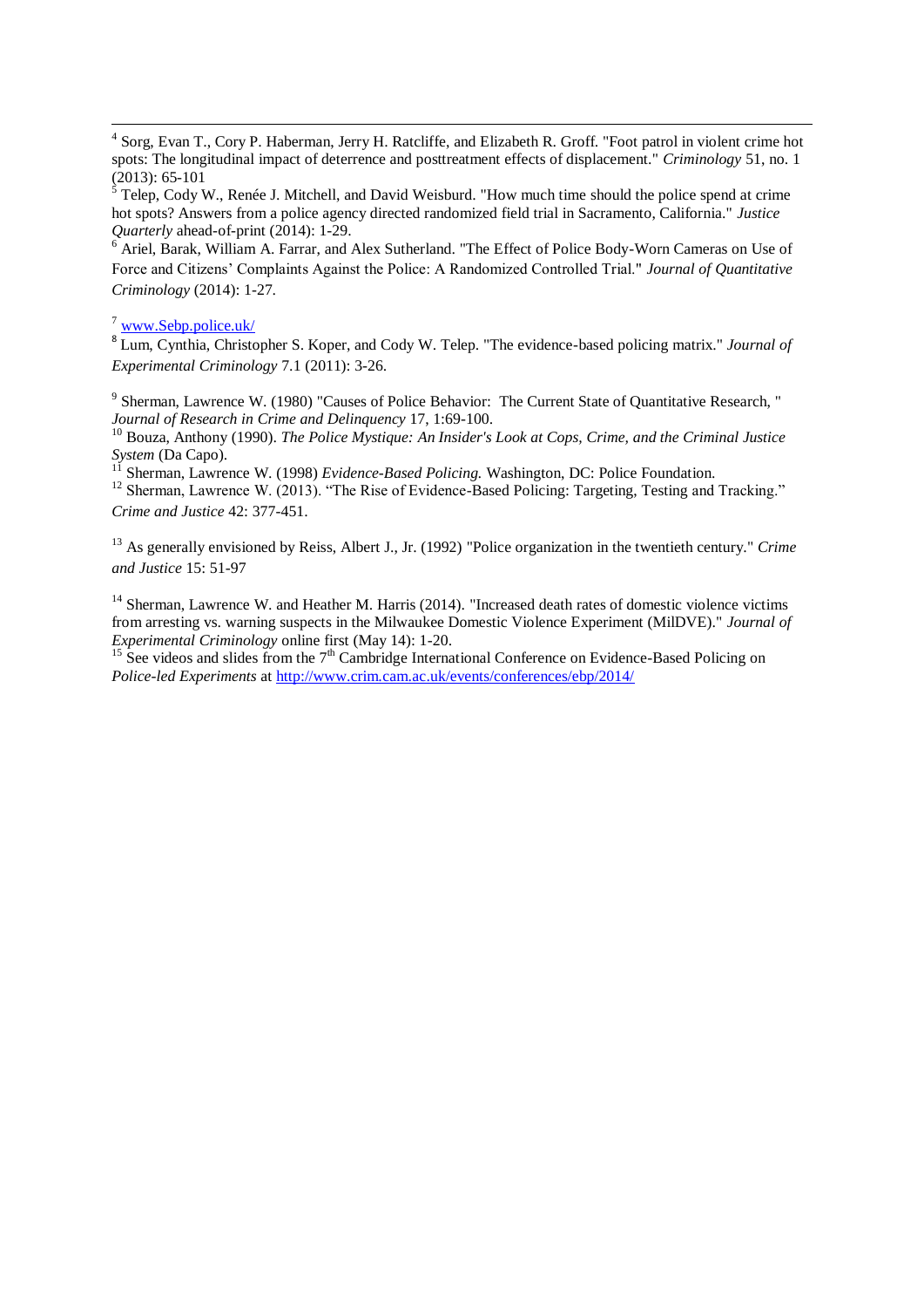[4] Sorg, Evan T., Cory P. Haberman, Jerry H. Ratcliffe, and Elizabeth R. Groff. "Foot patrol in violent crime hot spots: The longitudinal impact of deterrence and posttreatment effects of displacement." *Criminology* 51, no. 1 (2013): 65-101

[5] Telep, Cody W., Renée J. Mitchell, and David Weisburd. "How much time should the police spend at crime hot spots? Answers from a police agency directed randomized field trial in Sacramento, California." *Justice Quarterly* ahead-of-print (2014): 1-29.

[6] Ariel, Barak, William A. Farrar, and Alex Sutherland. "The Effect of Police Body-Worn Cameras on Use of Force and Citizens' Complaints Against the Police: A Randomized Controlled Trial." *Journal of Quantitative Criminology* (2014): 1-27.

[7] www.Sebp.police.uk/

[8] Lum, Cynthia, Christopher S. Koper, and Cody W. Telep. "The evidence-based policing matrix." *Journal of Experimental Criminology* 7.1 (2011): 3-26.

[9] Sherman, Lawrence W. (1980) "Causes of Police Behavior: The Current State of Quantitative Research, " *Journal of Research in Crime and Delinquency* 17, 1:69-100.

[10] Bouza, Anthony (1990). *The Police Mystique: An Insider's Look at Cops, Crime, and the Criminal Justice System* (Da Capo).

[11] Sherman, Lawrence W. (1998) *Evidence-Based Policing.* Washington, DC: Police Foundation.

[12] Sherman, Lawrence W. (2013). "The Rise of Evidence-Based Policing: Targeting, Testing and Tracking." *Crime and Justice* 42: 377-451.

[13] As generally envisioned by Reiss, Albert J., Jr. (1992) "Police organization in the twentieth century." *Crime and Justice* 15: 51-97

[14] Sherman, Lawrence W. and Heather M. Harris (2014). "Increased death rates of domestic violence victims from arresting vs. warning suspects in the Milwaukee Domestic Violence Experiment (MilDVE)." *Journal of Experimental Criminology* online first (May 14): 1-20.

[15] See videos and slides from the 7th Cambridge International Conference on Evidence-Based Policing on *Police-led Experiments* at http://www.crim.cam.ac.uk/events/conferences/ebp/2014/